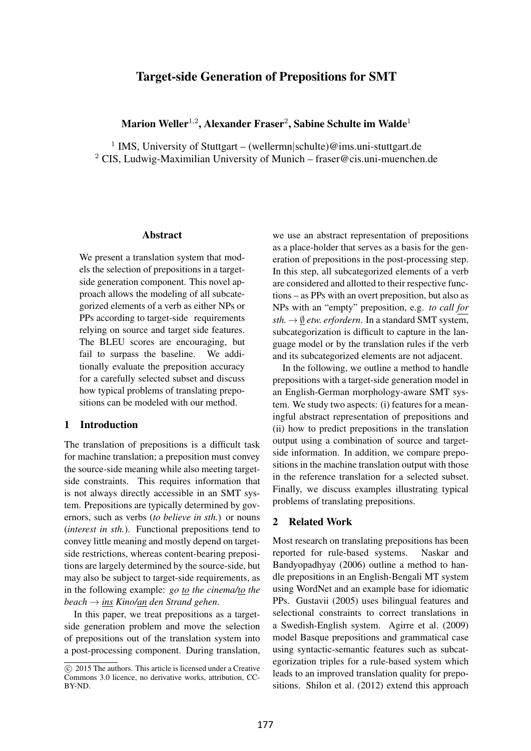# Target-side Generation of Prepositions for SMT

**Marion Weller[1,2], Alexander Fraser[2], Sabine Schulte im Walde[1]**

[1] IMS, University of Stuttgart – (wellermn|schulte)@ims.uni-stuttgart.de
[2] CIS, Ludwig-Maximilian University of Munich – fraser@cis.uni-muenchen.de

## Abstract

We present a translation system that models the selection of prepositions in a target-side generation component. This novel approach allows the modeling of all subcategorized elements of a verb as either NPs or PPs according to target-side requirements relying on source and target side features. The BLEU scores are encouraging, but fail to surpass the baseline. We additionally evaluate the preposition accuracy for a carefully selected subset and discuss how typical problems of translating prepositions can be modeled with our method.

## 1 Introduction

The translation of prepositions is a difficult task for machine translation; a preposition must convey the source-side meaning while also meeting target-side constraints. This requires information that is not always directly accessible in an SMT system. Prepositions are typically determined by governors, such as verbs (*to believe in sth.*) or nouns (*interest in sth.*). Functional prepositions tend to convey little meaning and mostly depend on target-side restrictions, whereas content-bearing prepositions are largely determined by the source-side, but may also be subject to target-side requirements, as in the following example: *go to the cinema/to the beach* → *ins Kino/an den Strand gehen*.

In this paper, we treat prepositions as a target-side generation problem and move the selection of prepositions out of the translation system into a post-processing component. During translation, we use an abstract representation of prepositions as a place-holder that serves as a basis for the generation of prepositions in the post-processing step. In this step, all subcategorized elements of a verb are considered and allotted to their respective functions – as PPs with an overt preposition, but also as NPs with an "empty" preposition, e.g. *to call for sth.* → *∅ etw. erfordern*. In a standard SMT system, subcategorization is difficult to capture in the language model or by the translation rules if the verb and its subcategorized elements are not adjacent.

In the following, we outline a method to handle prepositions with a target-side generation model in an English-German morphology-aware SMT system. We study two aspects: (i) features for a meaningful abstract representation of prepositions and (ii) how to predict prepositions in the translation output using a combination of source and target-side information. In addition, we compare prepositions in the machine translation output with those in the reference translation for a selected subset. Finally, we discuss examples illustrating typical problems of translating prepositions.

## 2 Related Work

Most research on translating prepositions has been reported for rule-based systems. Naskar and Bandyopadhyay (2006) outline a method to handle prepositions in an English-Bengali MT system using WordNet and an example base for idiomatic PPs. Gustavii (2005) uses bilingual features and selectional constraints to correct translations in a Swedish-English system. Agirre et al. (2009) model Basque prepositions and grammatical case using syntactic-semantic features such as subcategorization triples for a rule-based system which leads to an improved translation quality for prepositions. Shilon et al. (2012) extend this approach

© 2015 The authors. This article is licensed under a Creative Commons 3.0 licence, no derivative works, attribution, CC-BY-ND.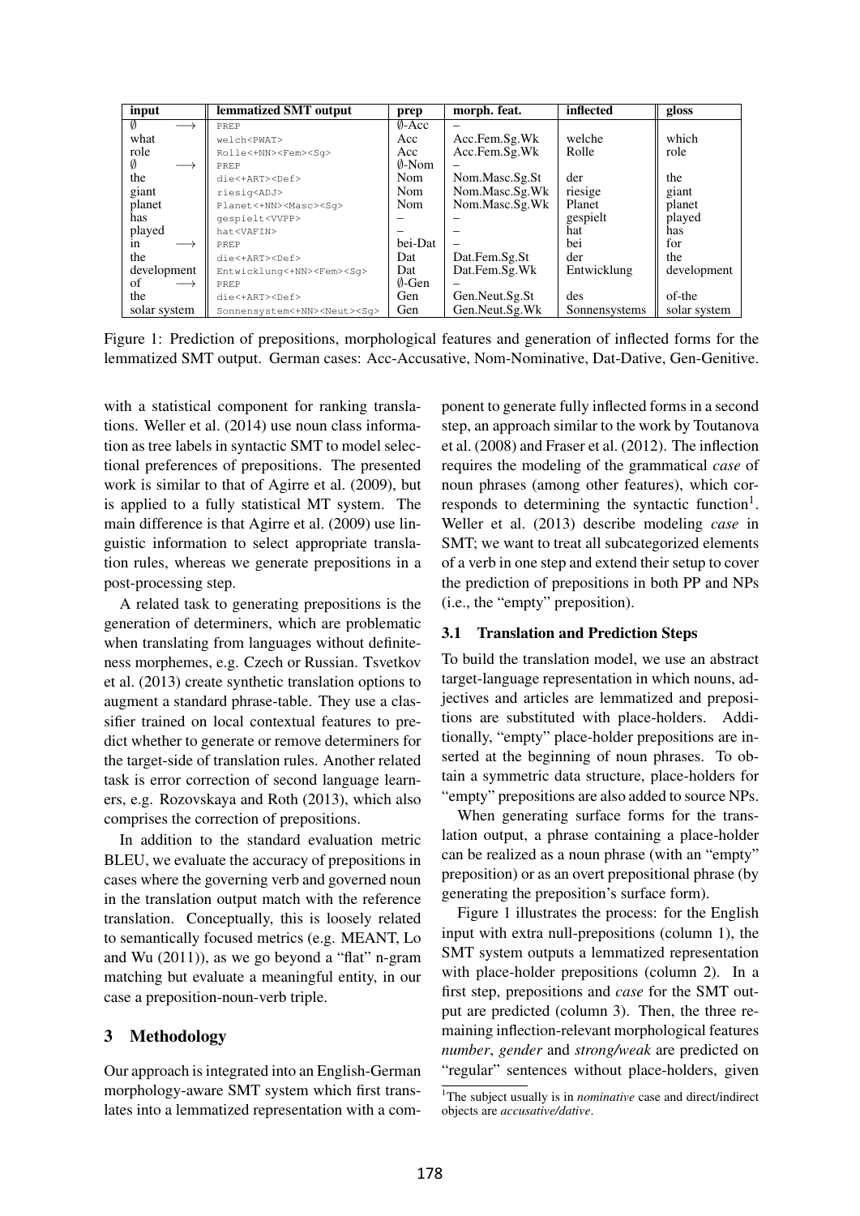| input | | lemmatized SMT output | prep | morph. feat. | inflected | gloss |
|---|---|---|---|---|---|---|
| ∅ | ⟶ | PREP | ∅-Acc | – | | |
| what | | welch<PWAT> | Acc | Acc.Fem.Sg.Wk | welche | which |
| role | | Rolle<+NN><Fem><Sg> | Acc | Acc.Fem.Sg.Wk | Rolle | role |
| ∅ | ⟶ | PREP | ∅-Nom | – | | |
| the | | die<+ART><Def> | Nom | Nom.Masc.Sg.St | der | the |
| giant | | riesig<ADJ> | Nom | Nom.Masc.Sg.Wk | riesige | giant |
| planet | | Planet<+NN><Masc><Sg> | Nom | Nom.Masc.Sg.Wk | Planet | planet |
| has | | gespielt<VVPP> | – | – | gespielt | played |
| played | | hat<VAFIN> | – | – | hat | has |
| in | ⟶ | PREP | bei-Dat | – | bei | for |
| the | | die<+ART><Def> | Dat | Dat.Fem.Sg.St | der | the |
| development | | Entwicklung<+NN><Fem><Sg> | Dat | Dat.Fem.Sg.Wk | Entwicklung | development |
| of | ⟶ | PREP | ∅-Gen | – | | |
| the | | die<+ART><Def> | Gen | Gen.Neut.Sg.St | des | of-the |
| solar system | | Sonnensystem<+NN><Neut><Sg> | Gen | Gen.Neut.Sg.Wk | Sonnensystems | solar system |

Figure 1: Prediction of prepositions, morphological features and generation of inflected forms for the lemmatized SMT output. German cases: Acc-Accusative, Nom-Nominative, Dat-Dative, Gen-Genitive.

with a statistical component for ranking translations. Weller et al. (2014) use noun class information as tree labels in syntactic SMT to model selectional preferences of prepositions. The presented work is similar to that of Agirre et al. (2009), but is applied to a fully statistical MT system. The main difference is that Agirre et al. (2009) use linguistic information to select appropriate translation rules, whereas we generate prepositions in a post-processing step.

A related task to generating prepositions is the generation of determiners, which are problematic when translating from languages without definiteness morphemes, e.g. Czech or Russian. Tsvetkov et al. (2013) create synthetic translation options to augment a standard phrase-table. They use a classifier trained on local contextual features to predict whether to generate or remove determiners for the target-side of translation rules. Another related task is error correction of second language learners, e.g. Rozovskaya and Roth (2013), which also comprises the correction of prepositions.

In addition to the standard evaluation metric BLEU, we evaluate the accuracy of prepositions in cases where the governing verb and governed noun in the translation output match with the reference translation. Conceptually, this is loosely related to semantically focused metrics (e.g. MEANT, Lo and Wu (2011)), as we go beyond a "flat" n-gram matching but evaluate a meaningful entity, in our case a preposition-noun-verb triple.

# 3 Methodology

Our approach is integrated into an English-German morphology-aware SMT system which first translates into a lemmatized representation with a component to generate fully inflected forms in a second step, an approach similar to the work by Toutanova et al. (2008) and Fraser et al. (2012). The inflection requires the modeling of the grammatical *case* of noun phrases (among other features), which corresponds to determining the syntactic function[1]. Weller et al. (2013) describe modeling *case* in SMT; we want to treat all subcategorized elements of a verb in one step and extend their setup to cover the prediction of prepositions in both PP and NPs (i.e., the "empty" preposition).

## 3.1 Translation and Prediction Steps

To build the translation model, we use an abstract target-language representation in which nouns, adjectives and articles are lemmatized and prepositions are substituted with place-holders. Additionally, "empty" place-holder prepositions are inserted at the beginning of noun phrases. To obtain a symmetric data structure, place-holders for "empty" prepositions are also added to source NPs.

When generating surface forms for the translation output, a phrase containing a place-holder can be realized as a noun phrase (with an "empty" preposition) or as an overt prepositional phrase (by generating the preposition's surface form).

Figure 1 illustrates the process: for the English input with extra null-prepositions (column 1), the SMT system outputs a lemmatized representation with place-holder prepositions (column 2). In a first step, prepositions and *case* for the SMT output are predicted (column 3). Then, the three remaining inflection-relevant morphological features *number*, *gender* and *strong/weak* are predicted on "regular" sentences without place-holders, given

[1]The subject usually is in *nominative* case and direct/indirect objects are *accusative/dative*.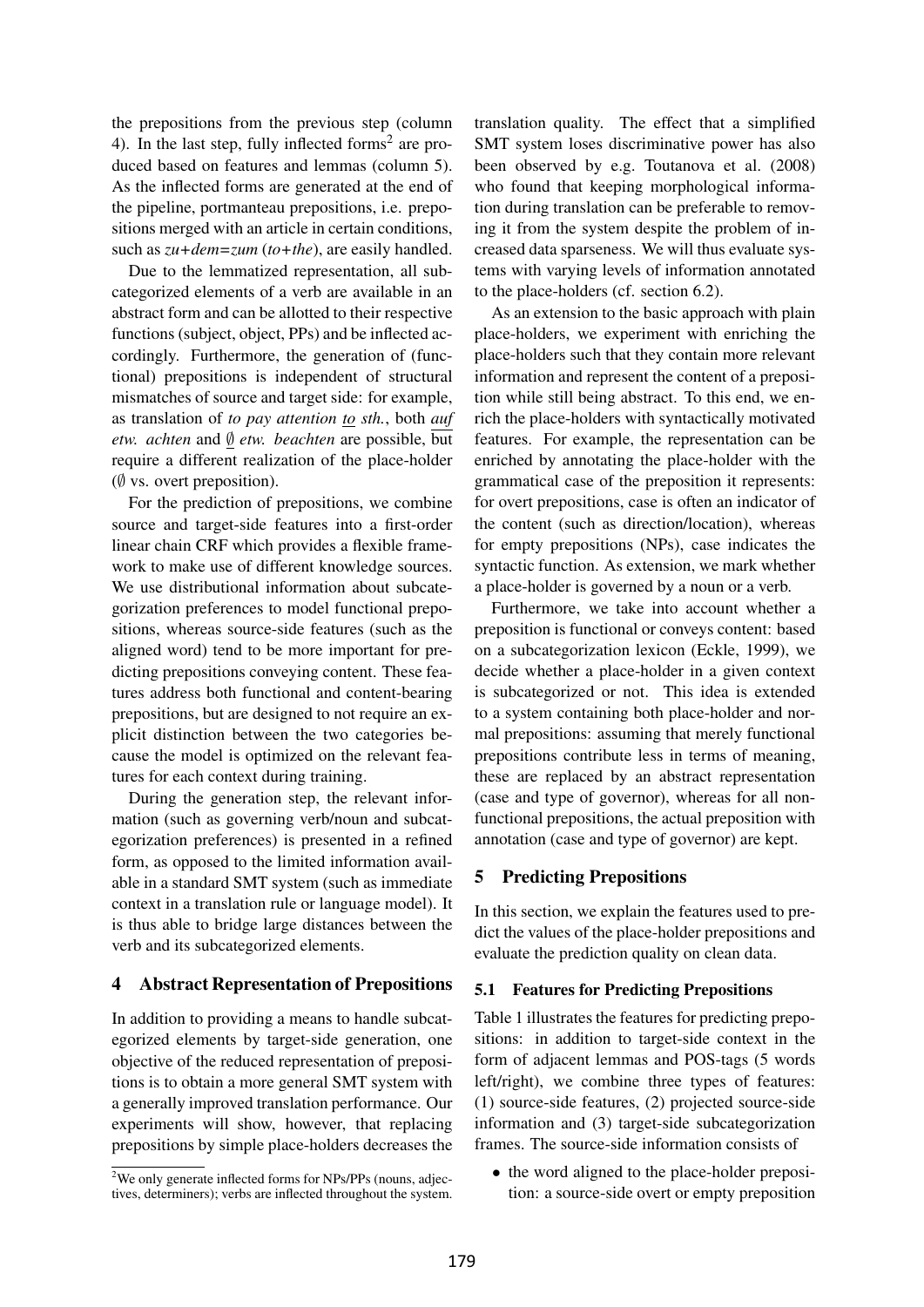the prepositions from the previous step (column 4). In the last step, fully inflected forms[2] are produced based on features and lemmas (column 5). As the inflected forms are generated at the end of the pipeline, portmanteau prepositions, i.e. prepositions merged with an article in certain conditions, such as *zu+dem=zum* (*to+the*), are easily handled.

Due to the lemmatized representation, all subcategorized elements of a verb are available in an abstract form and can be allotted to their respective functions (subject, object, PPs) and be inflected accordingly. Furthermore, the generation of (functional) prepositions is independent of structural mismatches of source and target side: for example, as translation of *to pay attention to sth.*, both *auf etw. achten* and ∅ *etw. beachten* are possible, but require a different realization of the place-holder (∅ vs. overt preposition).

For the prediction of prepositions, we combine source and target-side features into a first-order linear chain CRF which provides a flexible framework to make use of different knowledge sources. We use distributional information about subcategorization preferences to model functional prepositions, whereas source-side features (such as the aligned word) tend to be more important for predicting prepositions conveying content. These features address both functional and content-bearing prepositions, but are designed to not require an explicit distinction between the two categories because the model is optimized on the relevant features for each context during training.

During the generation step, the relevant information (such as governing verb/noun and subcategorization preferences) is presented in a refined form, as opposed to the limited information available in a standard SMT system (such as immediate context in a translation rule or language model). It is thus able to bridge large distances between the verb and its subcategorized elements.

## 4 Abstract Representation of Prepositions

In addition to providing a means to handle subcategorized elements by target-side generation, one objective of the reduced representation of prepositions is to obtain a more general SMT system with a generally improved translation performance. Our experiments will show, however, that replacing prepositions by simple place-holders decreases the translation quality. The effect that a simplified SMT system loses discriminative power has also been observed by e.g. Toutanova et al. (2008) who found that keeping morphological information during translation can be preferable to removing it from the system despite the problem of increased data sparseness. We will thus evaluate systems with varying levels of information annotated to the place-holders (cf. section 6.2).

As an extension to the basic approach with plain place-holders, we experiment with enriching the place-holders such that they contain more relevant information and represent the content of a preposition while still being abstract. To this end, we enrich the place-holders with syntactically motivated features. For example, the representation can be enriched by annotating the place-holder with the grammatical case of the preposition it represents: for overt prepositions, case is often an indicator of the content (such as direction/location), whereas for empty prepositions (NPs), case indicates the syntactic function. As extension, we mark whether a place-holder is governed by a noun or a verb.

Furthermore, we take into account whether a preposition is functional or conveys content: based on a subcategorization lexicon (Eckle, 1999), we decide whether a place-holder in a given context is subcategorized or not. This idea is extended to a system containing both place-holder and normal prepositions: assuming that merely functional prepositions contribute less in terms of meaning, these are replaced by an abstract representation (case and type of governor), whereas for all non-functional prepositions, the actual preposition with annotation (case and type of governor) are kept.

## 5 Predicting Prepositions

In this section, we explain the features used to predict the values of the place-holder prepositions and evaluate the prediction quality on clean data.

### 5.1 Features for Predicting Prepositions

Table 1 illustrates the features for predicting prepositions: in addition to target-side context in the form of adjacent lemmas and POS-tags (5 words left/right), we combine three types of features: (1) source-side features, (2) projected source-side information and (3) target-side subcategorization frames. The source-side information consists of

- the word aligned to the place-holder preposition: a source-side overt or empty preposition

[2]We only generate inflected forms for NPs/PPs (nouns, adjectives, determiners); verbs are inflected throughout the system.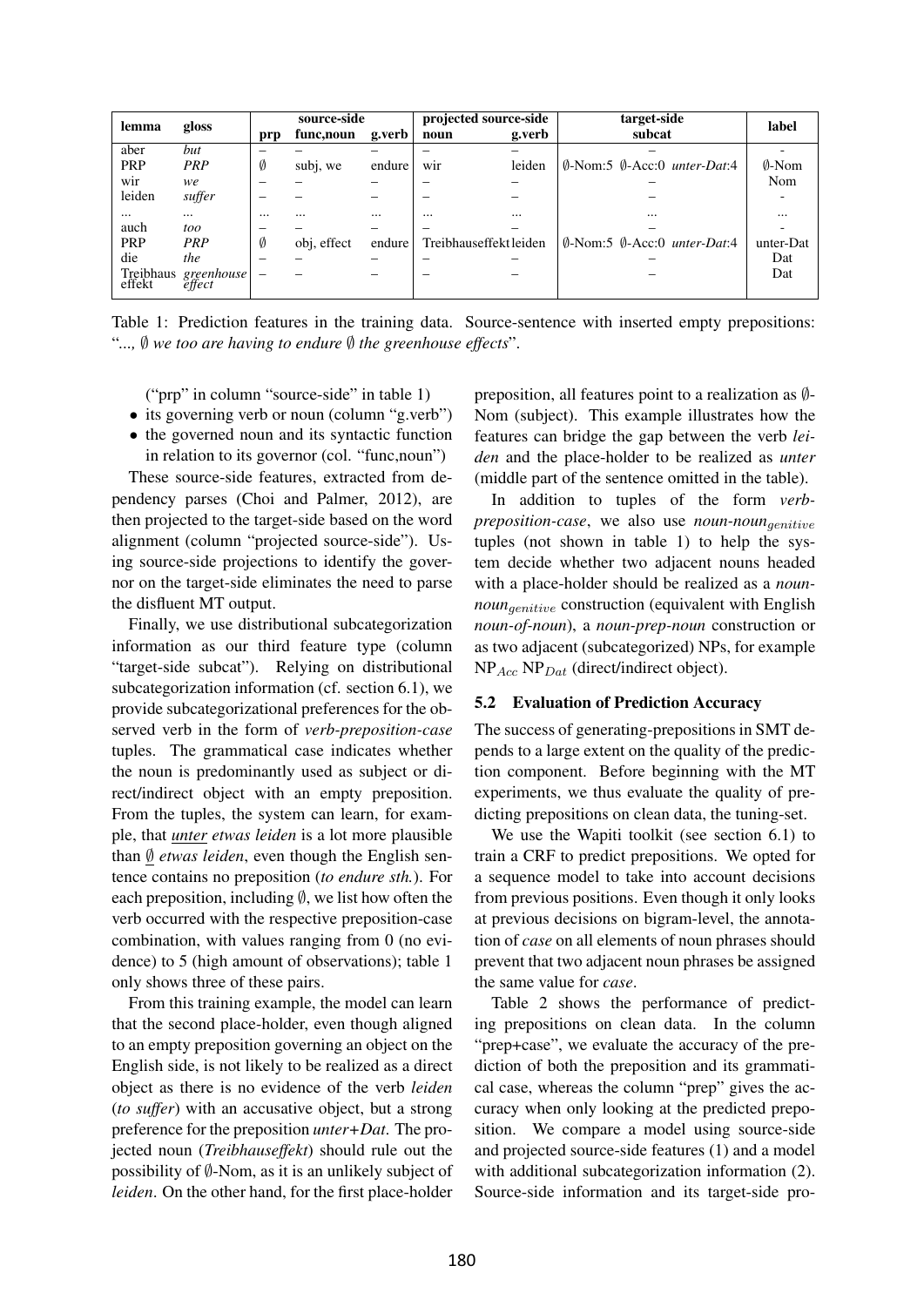| lemma | gloss | source-side | | | projected source-side | | target-side | label |
|---|---|---|---|---|---|---|---|---|
| | | prp | func,noun | g.verb | noun | g.verb | subcat | |
| aber | *but* | – | – | – | – | – | – | - |
| PRP | *PRP* | ∅ | subj, we | endure | wir | leiden | ∅-Nom:5 ∅-Acc:0 *unter-Dat*:4 | ∅-Nom |
| wir | *we* | – | – | – | – | – | – | Nom |
| leiden | *suffer* | – | – | – | – | – | – | - |
| ... | ... | ... | ... | ... | ... | ... | ... | ... |
| auch | *too* | – | – | – | – | – | – | - |
| PRP | *PRP* | ∅ | obj, effect | endure | Treibhauseffekt | leiden | ∅-Nom:5 ∅-Acc:0 *unter-Dat*:4 | unter-Dat |
| die | *the* | – | – | – | – | – | – | Dat |
| Treibhaus effekt | *greenhouse effect* | – | – | – | – | – | – | Dat |

Table 1: Prediction features in the training data. Source-sentence with inserted empty prepositions: "*..., ∅ we too are having to endure ∅ the greenhouse effects*".

("prp" in column "source-side" in table 1)

- its governing verb or noun (column "g.verb")
- the governed noun and its syntactic function in relation to its governor (col. "func,noun")

These source-side features, extracted from dependency parses (Choi and Palmer, 2012), are then projected to the target-side based on the word alignment (column "projected source-side"). Using source-side projections to identify the governor on the target-side eliminates the need to parse the disfluent MT output.

Finally, we use distributional subcategorization information as our third feature type (column "target-side subcat"). Relying on distributional subcategorization information (cf. section 6.1), we provide subcategorizational preferences for the observed verb in the form of *verb-preposition-case* tuples. The grammatical case indicates whether the noun is predominantly used as subject or direct/indirect object with an empty preposition. From the tuples, the system can learn, for example, that ***unter** etwas leiden* is a lot more plausible than *∅ etwas leiden*, even though the English sentence contains no preposition (*to endure sth.*). For each preposition, including ∅, we list how often the verb occurred with the respective preposition-case combination, with values ranging from 0 (no evidence) to 5 (high amount of observations); table 1 only shows three of these pairs.

From this training example, the model can learn that the second place-holder, even though aligned to an empty preposition governing an object on the English side, is not likely to be realized as a direct object as there is no evidence of the verb *leiden* (*to suffer*) with an accusative object, but a strong preference for the preposition *unter+Dat*. The projected noun (*Treibhauseffekt*) should rule out the possibility of ∅-Nom, as it is an unlikely subject of *leiden*. On the other hand, for the first place-holder preposition, all features point to a realization as ∅-Nom (subject). This example illustrates how the features can bridge the gap between the verb *leiden* and the place-holder to be realized as *unter* (middle part of the sentence omitted in the table).

In addition to tuples of the form *verb-preposition-case*, we also use *noun-noun*$_{genitive}$ tuples (not shown in table 1) to help the system decide whether two adjacent nouns headed with a place-holder should be realized as a *noun-noun*$_{genitive}$ construction (equivalent with English *noun-of-noun*), a *noun-prep-noun* construction or as two adjacent (subcategorized) NPs, for example $NP_{Acc}$ $NP_{Dat}$ (direct/indirect object).

### 5.2 Evaluation of Prediction Accuracy

The success of generating-prepositions in SMT depends to a large extent on the quality of the prediction component. Before beginning with the MT experiments, we thus evaluate the quality of predicting prepositions on clean data, the tuning-set.

We use the Wapiti toolkit (see section 6.1) to train a CRF to predict prepositions. We opted for a sequence model to take into account decisions from previous positions. Even though it only looks at previous decisions on bigram-level, the annotation of *case* on all elements of noun phrases should prevent that two adjacent noun phrases be assigned the same value for *case*.

Table 2 shows the performance of predicting prepositions on clean data. In the column "prep+case", we evaluate the accuracy of the prediction of both the preposition and its grammatical case, whereas the column "prep" gives the accuracy when only looking at the predicted preposition. We compare a model using source-side and projected source-side features (1) and a model with additional subcategorization information (2). Source-side information and its target-side pro-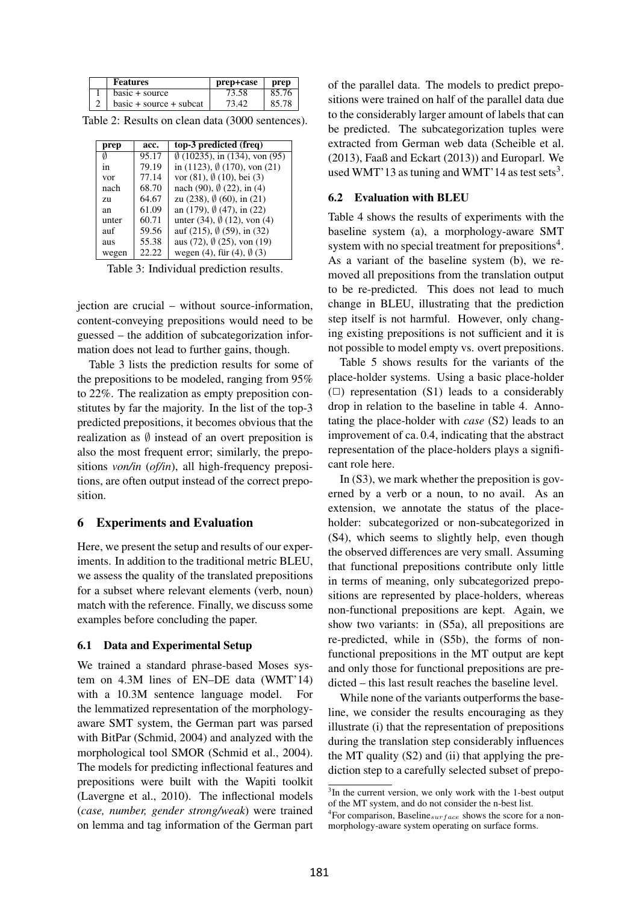|   | Features | prep+case | prep |
|---|---|---|---|
| 1 | basic + source | 73.58 | 85.76 |
| 2 | basic + source + subcat | 73.42 | 85.78 |

Table 2: Results on clean data (3000 sentences).

| prep | acc. | top-3 predicted (freq) |
|---|---|---|
| ∅ | 95.17 | ∅ (10235), in (134), von (95) |
| in | 79.19 | in (1123), ∅ (170), von (21) |
| vor | 77.14 | vor (81), ∅ (10), bei (3) |
| nach | 68.70 | nach (90), ∅ (22), in (4) |
| zu | 64.67 | zu (238), ∅ (60), in (21) |
| an | 61.09 | an (179), ∅ (47), in (22) |
| unter | 60.71 | unter (34), ∅ (12), von (4) |
| auf | 59.56 | auf (215), ∅ (59), in (32) |
| aus | 55.38 | aus (72), ∅ (25), von (19) |
| wegen | 22.22 | wegen (4), für (4), ∅ (3) |

Table 3: Individual prediction results.

jection are crucial – without source-information, content-conveying prepositions would need to be guessed – the addition of subcategorization information does not lead to further gains, though.

Table 3 lists the prediction results for some of the prepositions to be modeled, ranging from 95% to 22%. The realization as empty preposition constitutes by far the majority. In the list of the top-3 predicted prepositions, it becomes obvious that the realization as ∅ instead of an overt preposition is also the most frequent error; similarly, the prepositions *von/in* (*of/in*), all high-frequency prepositions, are often output instead of the correct preposition.

## 6 Experiments and Evaluation

Here, we present the setup and results of our experiments. In addition to the traditional metric BLEU, we assess the quality of the translated prepositions for a subset where relevant elements (verb, noun) match with the reference. Finally, we discuss some examples before concluding the paper.

### 6.1 Data and Experimental Setup

We trained a standard phrase-based Moses system on 4.3M lines of EN–DE data (WMT'14) with a 10.3M sentence language model. For the lemmatized representation of the morphology-aware SMT system, the German part was parsed with BitPar (Schmid, 2004) and analyzed with the morphological tool SMOR (Schmid et al., 2004). The models for predicting inflectional features and prepositions were built with the Wapiti toolkit (Lavergne et al., 2010). The inflectional models (*case, number, gender strong/weak*) were trained on lemma and tag information of the German part of the parallel data. The models to predict prepositions were trained on half of the parallel data due to the considerably larger amount of labels that can be predicted. The subcategorization tuples were extracted from German web data (Scheible et al. (2013), Faaß and Eckart (2013)) and Europarl. We used WMT'13 as tuning and WMT'14 as test sets[3].

### 6.2 Evaluation with BLEU

Table 4 shows the results of experiments with the baseline system (a), a morphology-aware SMT system with no special treatment for prepositions[4]. As a variant of the baseline system (b), we removed all prepositions from the translation output to be re-predicted. This does not lead to much change in BLEU, illustrating that the prediction step itself is not harmful. However, only changing existing prepositions is not sufficient and it is not possible to model empty vs. overt prepositions.

Table 5 shows results for the variants of the place-holder systems. Using a basic place-holder (□) representation (S1) leads to a considerably drop in relation to the baseline in table 4. Annotating the place-holder with *case* (S2) leads to an improvement of ca. 0.4, indicating that the abstract representation of the place-holders plays a significant role here.

In (S3), we mark whether the preposition is governed by a verb or a noun, to no avail. As an extension, we annotate the status of the place-holder: subcategorized or non-subcategorized in (S4), which seems to slightly help, even though the observed differences are very small. Assuming that functional prepositions contribute only little in terms of meaning, only subcategorized prepositions are represented by place-holders, whereas non-functional prepositions are kept. Again, we show two variants: in (S5a), all prepositions are re-predicted, while in (S5b), the forms of non-functional prepositions in the MT output are kept and only those for functional prepositions are predicted – this last result reaches the baseline level.

While none of the variants outperforms the baseline, we consider the results encouraging as they illustrate (i) that the representation of prepositions during the translation step considerably influences the MT quality (S2) and (ii) that applying the prediction step to a carefully selected subset of prepo-

[3] In the current version, we only work with the 1-best output of the MT system, and do not consider the n-best list.

[4] For comparison, Baseline$_{surface}$ shows the score for a non-morphology-aware system operating on surface forms.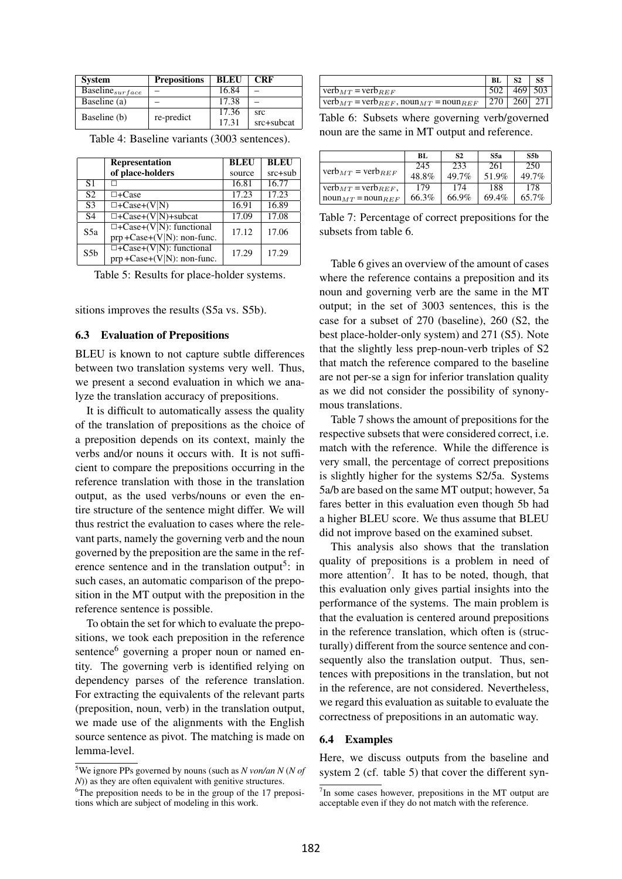| System | Prepositions | BLEU | CRF |
|---|---|---|---|
| $\text{Baseline}_{surface}$ | – | 16.84 | – |
| Baseline (a) | – | 17.38 | – |
| Baseline (b) | re-predict | 17.36 | src |
| | | 17.31 | src+subcat |

Table 4: Baseline variants (3003 sentences).

| | Representation of place-holders | BLEU source | BLEU src+sub |
|---|---|---|---|
| S1 | □ | 16.81 | 16.77 |
| S2 | □+Case | 17.23 | 17.23 |
| S3 | □+Case+(V\|N) | 16.91 | 16.89 |
| S4 | □+Case+(V\|N)+subcat | 17.09 | 17.08 |
| S5a | □+Case+(V\|N): functional prp+Case+(V\|N): non-func. | 17.12 | 17.06 |
| S5b | □+Case+(V\|N): functional prp+Case+(V\|N): non-func. | 17.29 | 17.29 |

Table 5: Results for place-holder systems.

sitions improves the results (S5a vs. S5b).

### 6.3 Evaluation of Prepositions

BLEU is known to not capture subtle differences between two translation systems very well. Thus, we present a second evaluation in which we analyze the translation accuracy of prepositions.

It is difficult to automatically assess the quality of the translation of prepositions as the choice of a preposition depends on its context, mainly the verbs and/or nouns it occurs with. It is not sufficient to compare the prepositions occurring in the reference translation with those in the translation output, as the used verbs/nouns or even the entire structure of the sentence might differ. We will thus restrict the evaluation to cases where the relevant parts, namely the governing verb and the noun governed by the preposition are the same in the reference sentence and in the translation output[5]: in such cases, an automatic comparison of the preposition in the MT output with the preposition in the reference sentence is possible.

To obtain the set for which to evaluate the prepositions, we took each preposition in the reference sentence[6] governing a proper noun or named entity. The governing verb is identified relying on dependency parses of the reference translation. For extracting the equivalents of the relevant parts (preposition, noun, verb) in the translation output, we made use of the alignments with the English source sentence as pivot. The matching is made on lemma-level.

[5]We ignore PPs governed by nouns (such as *N von/an N* (*N of N*)) as they are often equivalent with genitive structures.

[6]The preposition needs to be in the group of the 17 prepositions which are subject of modeling in this work.

| | BL | S2 | S5 |
|---|---|---|---|
| $\text{verb}_{MT} = \text{verb}_{REF}$ | 502 | 469 | 503 |
| $\text{verb}_{MT} = \text{verb}_{REF}$, $\text{noun}_{MT} = \text{noun}_{REF}$ | 270 | 260 | 271 |

Table 6: Subsets where governing verb/governed noun are the same in MT output and reference.

| | BL | S2 | S5a | S5b |
|---|---|---|---|---|
| $\text{verb}_{MT} = \text{verb}_{REF}$ | 245 | 233 | 261 | 250 |
| | 48.8% | 49.7% | 51.9% | 49.7% |
| $\text{verb}_{MT} = \text{verb}_{REF}$, $\text{noun}_{MT} = \text{noun}_{REF}$ | 179 | 174 | 188 | 178 |
| | 66.3% | 66.9% | 69.4% | 65.7% |

Table 7: Percentage of correct prepositions for the subsets from table 6.

Table 6 gives an overview of the amount of cases where the reference contains a preposition and its noun and governing verb are the same in the MT output; in the set of 3003 sentences, this is the case for a subset of 270 (baseline), 260 (S2, the best place-holder-only system) and 271 (S5). Note that the slightly less prep-noun-verb triples of S2 that match the reference compared to the baseline are not per-se a sign for inferior translation quality as we did not consider the possibility of synonymous translations.

Table 7 shows the amount of prepositions for the respective subsets that were considered correct, i.e. match with the reference. While the difference is very small, the percentage of correct prepositions is slightly higher for the systems S2/5a. Systems 5a/b are based on the same MT output; however, 5a fares better in this evaluation even though 5b had a higher BLEU score. We thus assume that BLEU did not improve based on the examined subset.

This analysis also shows that the translation quality of prepositions is a problem in need of more attention[7]. It has to be noted, though, that this evaluation only gives partial insights into the performance of the systems. The main problem is that the evaluation is centered around prepositions in the reference translation, which often is (structurally) different from the source sentence and consequently also the translation output. Thus, sentences with prepositions in the translation, but not in the reference, are not considered. Nevertheless, we regard this evaluation as suitable to evaluate the correctness of prepositions in an automatic way.

### 6.4 Examples

Here, we discuss outputs from the baseline and system 2 (cf. table 5) that cover the different syn-

[7]In some cases however, prepositions in the MT output are acceptable even if they do not match with the reference.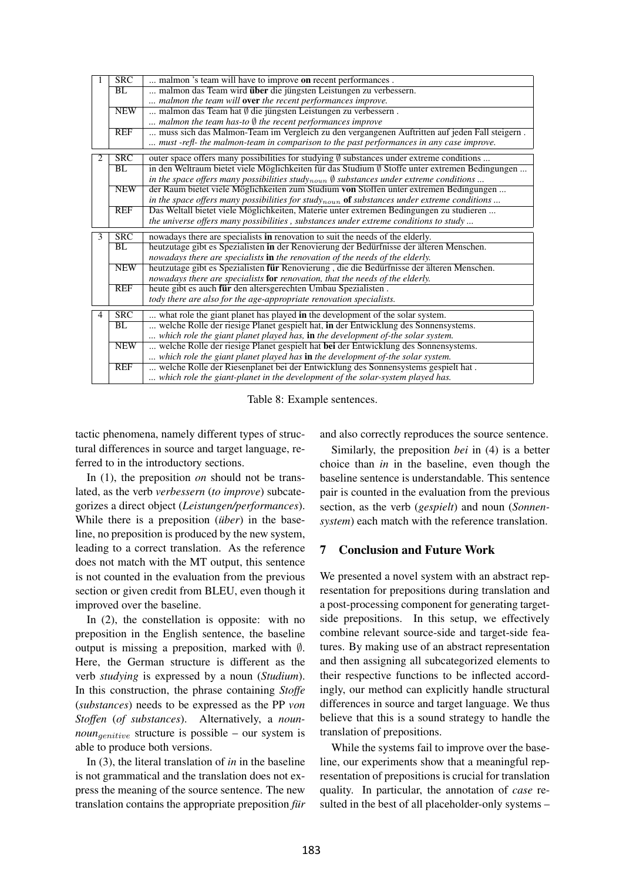| | | |
|---|---|---|
| 1 | SRC | ... malmon 's team will have to improve **on** recent performances . |
| | BL | ... malmon das Team wird **über** die jüngsten Leistungen zu verbessern. |
| | | *... malmon the team will* **over** *the recent performances improve.* |
| | NEW | ... malmon das Team hat ∅ die jüngsten Leistungen zu verbessern . |
| | | *... malmon the team has-to ∅ the recent performances improve* |
| | REF | ... muss sich das Malmon-Team im Vergleich zu den vergangenen Auftritten auf jeden Fall steigern . |
| | | *... must -refl- the malmon-team in comparison to the past performances in any case improve.* |
| 2 | SRC | outer space offers many possibilities for studying ∅ substances under extreme conditions ... |
| | BL | in den Weltraum bietet viele Möglichkeiten für das Studium ∅ Stoffe unter extremen Bedingungen ... |
| | | *in the space offers many possibilities study$_{noun}$ ∅ substances under extreme conditions ...* |
| | NEW | der Raum bietet viele Möglichkeiten zum Studium **von** Stoffen unter extremen Bedingungen ... |
| | | *in the space offers many possibilities for study$_{noun}$* **of** *substances under extreme conditions ...* |
| | REF | Das Weltall bietet viele Möglichkeiten, Materie unter extremen Bedingungen zu studieren ... |
| | | *the universe offers many possibilities , substances under extreme conditions to study ...* |
| 3 | SRC | nowadays there are specialists **in** renovation to suit the needs of the elderly. |
| | BL | heutzutage gibt es Spezialisten **in** der Renovierung der Bedürfnisse der älteren Menschen. |
| | | *nowadays there are specialists* **in** *the renovation of the needs of the elderly.* |
| | NEW | heutzutage gibt es Spezialisten **für** Renovierung , die die Bedürfnisse der älteren Menschen. |
| | | *nowadays there are specialists* **for** *renovation, that the needs of the elderly.* |
| | REF | heute gibt es auch **für** den altersgerechten Umbau Spezialisten . |
| | | *tody there are also for the age-appropriate renovation specialists.* |
| 4 | SRC | ... what role the giant planet has played **in** the development of the solar system. |
| | BL | ... welche Rolle der riesige Planet gespielt hat, **in** der Entwicklung des Sonnensystems. |
| | | *... which role the giant planet played has,* **in** *the development of-the solar system.* |
| | NEW | ... welche Rolle der riesige Planet gespielt hat **bei** der Entwicklung des Sonnensystems. |
| | | *... which role the giant planet played has* **in** *the development of-the solar system.* |
| | REF | ... welche Rolle der Riesenplanet bei der Entwicklung des Sonnensystems gespielt hat . |
| | | *... which role the giant-planet in the development of the solar-system played has.* |

Table 8: Example sentences.

tactic phenomena, namely different types of structural differences in source and target language, referred to in the introductory sections.

In (1), the preposition *on* should not be translated, as the verb *verbessern* (*to improve*) subcategorizes a direct object (*Leistungen/performances*). While there is a preposition (*über*) in the baseline, no preposition is produced by the new system, leading to a correct translation. As the reference does not match with the MT output, this sentence is not counted in the evaluation from the previous section or given credit from BLEU, even though it improved over the baseline.

In (2), the constellation is opposite: with no preposition in the English sentence, the baseline output is missing a preposition, marked with ∅. Here, the German structure is different as the verb *studying* is expressed by a noun (*Studium*). In this construction, the phrase containing *Stoffe* (*substances*) needs to be expressed as the PP *von Stoffen* (*of substances*). Alternatively, a *noun-noun$_{genitive}$* structure is possible – our system is able to produce both versions.

In (3), the literal translation of *in* in the baseline is not grammatical and the translation does not express the meaning of the source sentence. The new translation contains the appropriate preposition *für* and also correctly reproduces the source sentence.

Similarly, the preposition *bei* in (4) is a better choice than *in* in the baseline, even though the baseline sentence is understandable. This sentence pair is counted in the evaluation from the previous section, as the verb (*gespielt*) and noun (*Sonnensystem*) each match with the reference translation.

## 7 Conclusion and Future Work

We presented a novel system with an abstract representation for prepositions during translation and a post-processing component for generating target-side prepositions. In this setup, we effectively combine relevant source-side and target-side features. By making use of an abstract representation and then assigning all subcategorized elements to their respective functions to be inflected accordingly, our method can explicitly handle structural differences in source and target language. We thus believe that this is a sound strategy to handle the translation of prepositions.

While the systems fail to improve over the baseline, our experiments show that a meaningful representation of prepositions is crucial for translation quality. In particular, the annotation of *case* resulted in the best of all placeholder-only systems –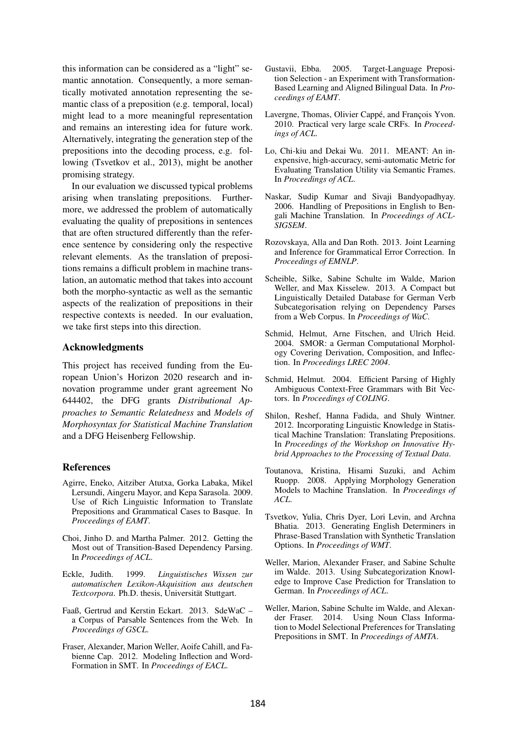this information can be considered as a "light" semantic annotation. Consequently, a more semantically motivated annotation representing the semantic class of a preposition (e.g. temporal, local) might lead to a more meaningful representation and remains an interesting idea for future work. Alternatively, integrating the generation step of the prepositions into the decoding process, e.g. following (Tsvetkov et al., 2013), might be another promising strategy.

In our evaluation we discussed typical problems arising when translating prepositions. Furthermore, we addressed the problem of automatically evaluating the quality of prepositions in sentences that are often structured differently than the reference sentence by considering only the respective relevant elements. As the translation of prepositions remains a difficult problem in machine translation, an automatic method that takes into account both the morpho-syntactic as well as the semantic aspects of the realization of prepositions in their respective contexts is needed. In our evaluation, we take first steps into this direction.

## Acknowledgments

This project has received funding from the European Union's Horizon 2020 research and innovation programme under grant agreement No 644402, the DFG grants *Distributional Approaches to Semantic Relatedness* and *Models of Morphosyntax for Statistical Machine Translation* and a DFG Heisenberg Fellowship.

## References

Agirre, Eneko, Aitziber Atutxa, Gorka Labaka, Mikel Lersundi, Aingeru Mayor, and Kepa Sarasola. 2009. Use of Rich Linguistic Information to Translate Prepositions and Grammatical Cases to Basque. In *Proceedings of EAMT*.

Choi, Jinho D. and Martha Palmer. 2012. Getting the Most out of Transition-Based Dependency Parsing. In *Proceedings of ACL*.

Eckle, Judith. 1999. *Linguistisches Wissen zur automatischen Lexikon-Akquisition aus deutschen Textcorpora*. Ph.D. thesis, Universität Stuttgart.

Faaß, Gertrud and Kerstin Eckart. 2013. SdeWaC – a Corpus of Parsable Sentences from the Web. In *Proceedings of GSCL*.

Fraser, Alexander, Marion Weller, Aoife Cahill, and Fabienne Cap. 2012. Modeling Inflection and Word-Formation in SMT. In *Proceedings of EACL*.

Gustavii, Ebba. 2005. Target-Language Preposition Selection - an Experiment with Transformation-Based Learning and Aligned Bilingual Data. In *Proceedings of EAMT*.

Lavergne, Thomas, Olivier Cappé, and François Yvon. 2010. Practical very large scale CRFs. In *Proceedings of ACL*.

Lo, Chi-kiu and Dekai Wu. 2011. MEANT: An inexpensive, high-accuracy, semi-automatic Metric for Evaluating Translation Utility via Semantic Frames. In *Proceedings of ACL*.

Naskar, Sudip Kumar and Sivaji Bandyopadhyay. 2006. Handling of Prepositions in English to Bengali Machine Translation. In *Proceedings of ACL-SIGSEM*.

Rozovskaya, Alla and Dan Roth. 2013. Joint Learning and Inference for Grammatical Error Correction. In *Proceedings of EMNLP*.

Scheible, Silke, Sabine Schulte im Walde, Marion Weller, and Max Kisselew. 2013. A Compact but Linguistically Detailed Database for German Verb Subcategorisation relying on Dependency Parses from a Web Corpus. In *Proceedings of WaC*.

Schmid, Helmut, Arne Fitschen, and Ulrich Heid. 2004. SMOR: a German Computational Morphology Covering Derivation, Composition, and Inflection. In *Proceedings LREC 2004*.

Schmid, Helmut. 2004. Efficient Parsing of Highly Ambiguous Context-Free Grammars with Bit Vectors. In *Proceedings of COLING*.

Shilon, Reshef, Hanna Fadida, and Shuly Wintner. 2012. Incorporating Linguistic Knowledge in Statistical Machine Translation: Translating Prepositions. In *Proceedings of the Workshop on Innovative Hybrid Approaches to the Processing of Textual Data*.

Toutanova, Kristina, Hisami Suzuki, and Achim Ruopp. 2008. Applying Morphology Generation Models to Machine Translation. In *Proceedings of ACL*.

Tsvetkov, Yulia, Chris Dyer, Lori Levin, and Archna Bhatia. 2013. Generating English Determiners in Phrase-Based Translation with Synthetic Translation Options. In *Proceedings of WMT*.

Weller, Marion, Alexander Fraser, and Sabine Schulte im Walde. 2013. Using Subcategorization Knowledge to Improve Case Prediction for Translation to German. In *Proceedings of ACL*.

Weller, Marion, Sabine Schulte im Walde, and Alexander Fraser. 2014. Using Noun Class Information to Model Selectional Preferences for Translating Prepositions in SMT. In *Proceedings of AMTA*.